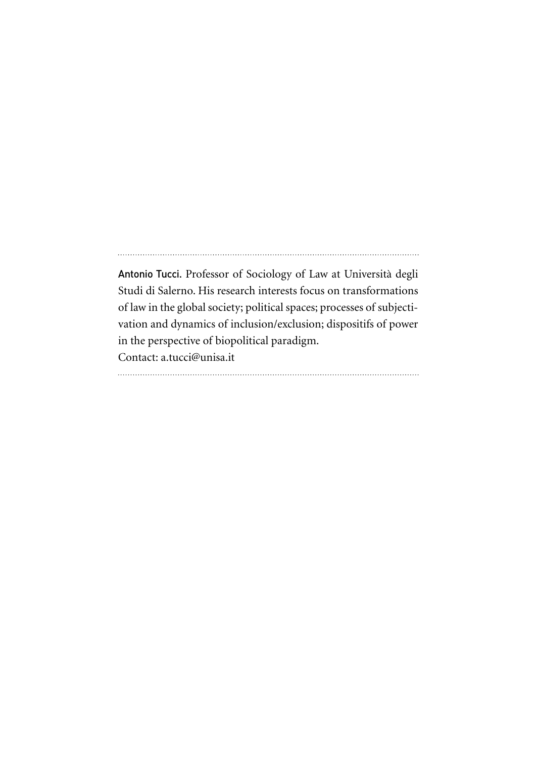**Antonio Tucci.** Professor of Sociology of Law at Università degli Studi di Salerno. His research interests focus on transformations of law in the global society; political spaces; processes of subjectivation and dynamics of inclusion/exclusion; dispositifs of power in the perspective of biopolitical paradigm.
Contact: a.tucci@unisa.it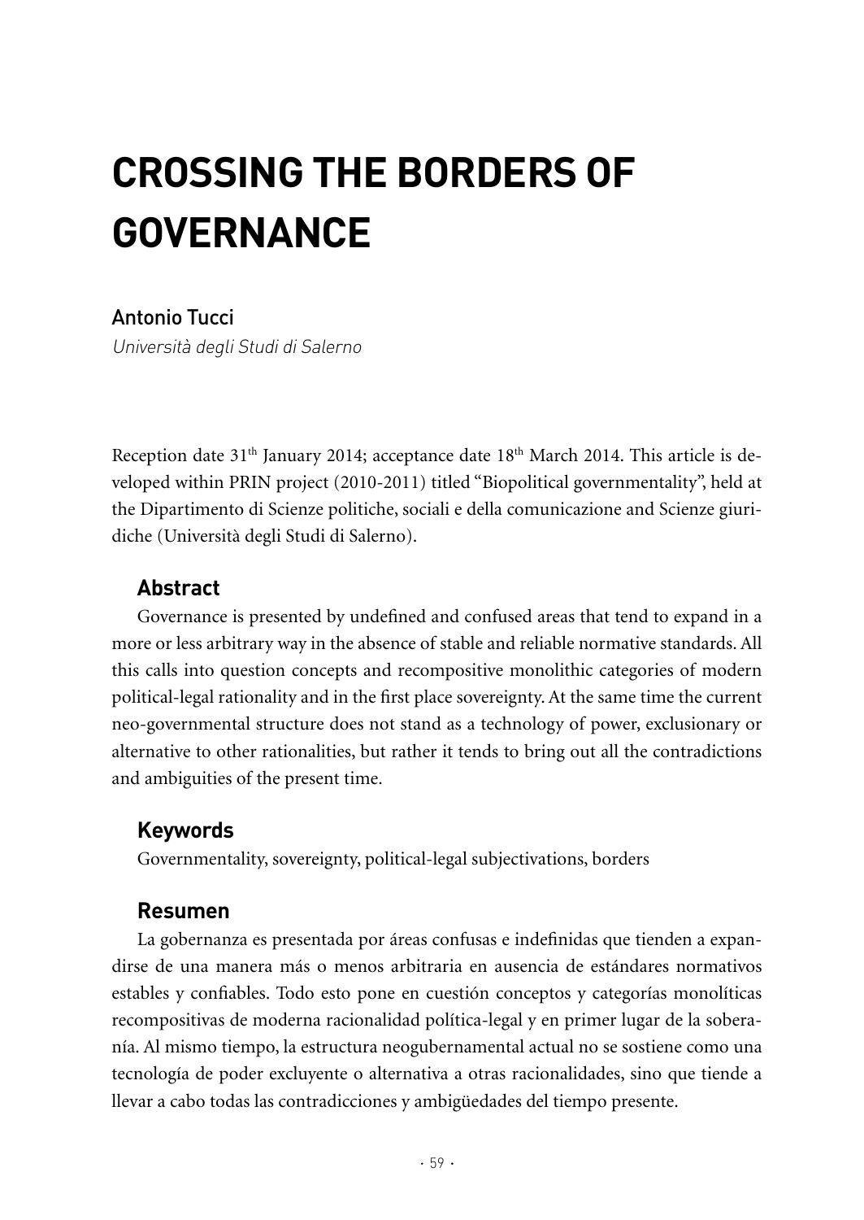# CROSSING THE BORDERS OF GOVERNANCE

Antonio Tucci

*Università degli Studi di Salerno*

Reception date 31th January 2014; acceptance date 18th March 2014. This article is developed within PRIN project (2010-2011) titled "Biopolitical governmentality", held at the Dipartimento di Scienze politiche, sociali e della comunicazione and Scienze giuridiche (Università degli Studi di Salerno).

## Abstract

Governance is presented by undefined and confused areas that tend to expand in a more or less arbitrary way in the absence of stable and reliable normative standards. All this calls into question concepts and recompositive monolithic categories of modern political-legal rationality and in the first place sovereignty. At the same time the current neo-governmental structure does not stand as a technology of power, exclusionary or alternative to other rationalities, but rather it tends to bring out all the contradictions and ambiguities of the present time.

## Keywords

Governmentality, sovereignty, political-legal subjectivations, borders

## Resumen

La gobernanza es presentada por áreas confusas e indefinidas que tienden a expandirse de una manera más o menos arbitraria en ausencia de estándares normativos estables y confiables. Todo esto pone en cuestión conceptos y categorías monolíticas recompositivas de moderna racionalidad política-legal y en primer lugar de la soberanía. Al mismo tiempo, la estructura neogubernamental actual no se sostiene como una tecnología de poder excluyente o alternativa a otras racionalidades, sino que tiende a llevar a cabo todas las contradicciones y ambigüedades del tiempo presente.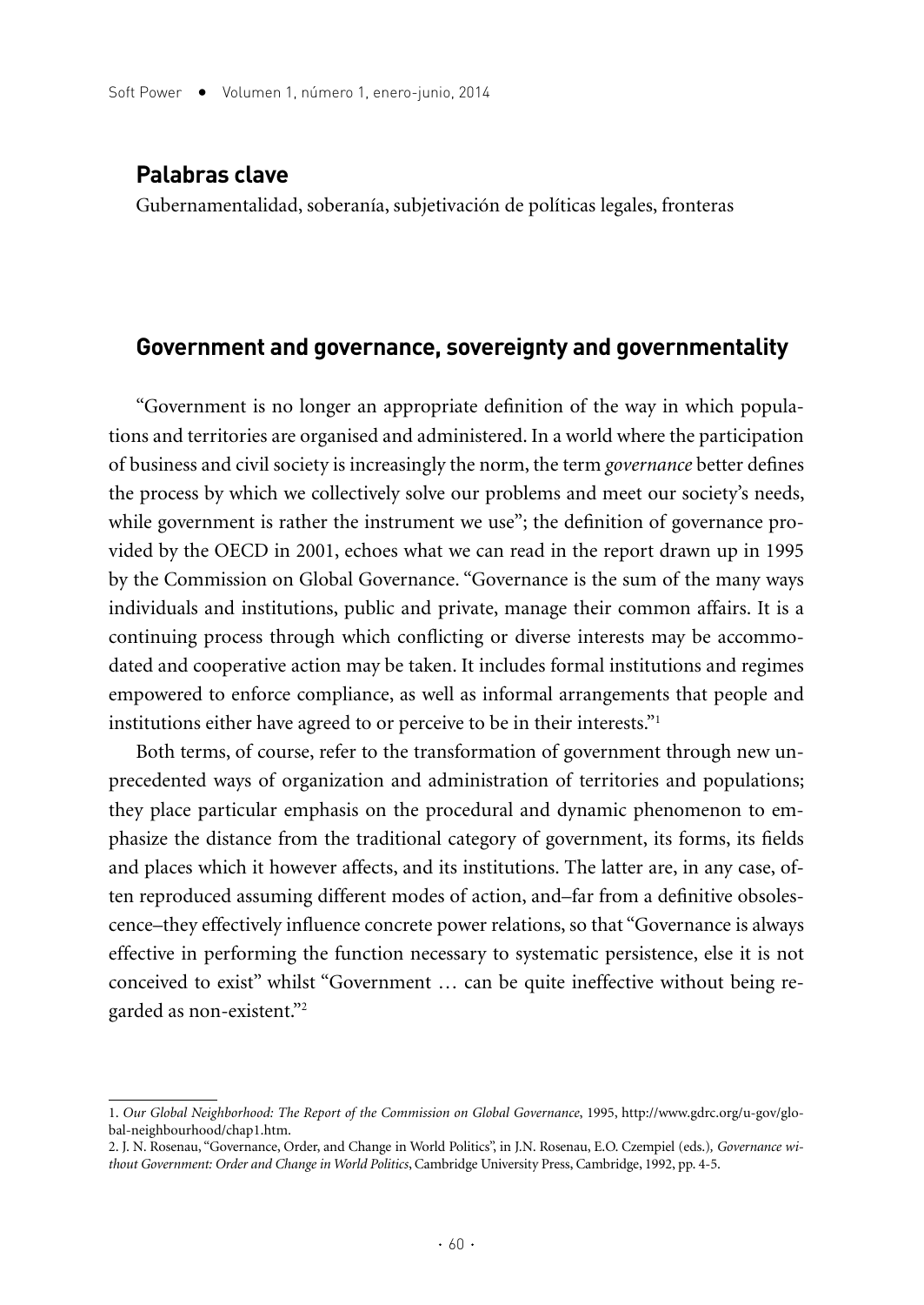## Palabras clave

Gubernamentalidad, soberanía, subjetivación de políticas legales, fronteras

## Government and governance, sovereignty and governmentality

"Government is no longer an appropriate definition of the way in which populations and territories are organised and administered. In a world where the participation of business and civil society is increasingly the norm, the term *governance* better defines the process by which we collectively solve our problems and meet our society's needs, while government is rather the instrument we use"; the definition of governance provided by the OECD in 2001, echoes what we can read in the report drawn up in 1995 by the Commission on Global Governance. "Governance is the sum of the many ways individuals and institutions, public and private, manage their common affairs. It is a continuing process through which conflicting or diverse interests may be accommodated and cooperative action may be taken. It includes formal institutions and regimes empowered to enforce compliance, as well as informal arrangements that people and institutions either have agreed to or perceive to be in their interests."[1]

Both terms, of course, refer to the transformation of government through new unprecedented ways of organization and administration of territories and populations; they place particular emphasis on the procedural and dynamic phenomenon to emphasize the distance from the traditional category of government, its forms, its fields and places which it however affects, and its institutions. The latter are, in any case, often reproduced assuming different modes of action, and–far from a definitive obsolescence–they effectively influence concrete power relations, so that "Governance is always effective in performing the function necessary to systematic persistence, else it is not conceived to exist" whilst "Government … can be quite ineffective without being regarded as non-existent."[2]

---

1. *Our Global Neighborhood: The Report of the Commission on Global Governance*, 1995, http://www.gdrc.org/u-gov/global-neighbourhood/chap1.htm.

2. J. N. Rosenau, "Governance, Order, and Change in World Politics", in J.N. Rosenau, E.O. Czempiel (eds.), *Governance without Government: Order and Change in World Politics*, Cambridge University Press, Cambridge, 1992, pp. 4-5.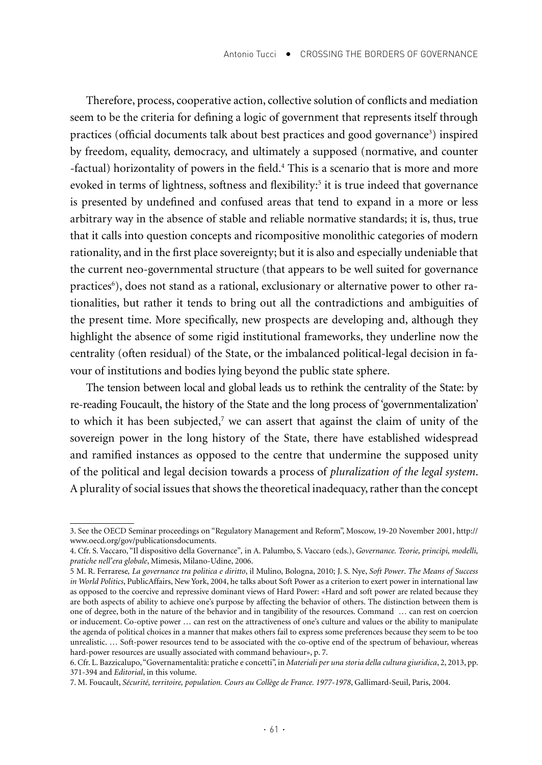Therefore, process, cooperative action, collective solution of conflicts and mediation seem to be the criteria for defining a logic of government that represents itself through practices (official documents talk about best practices and good governance[3]) inspired by freedom, equality, democracy, and ultimately a supposed (normative, and counter -factual) horizontality of powers in the field.[4] This is a scenario that is more and more evoked in terms of lightness, softness and flexibility:[5] it is true indeed that governance is presented by undefined and confused areas that tend to expand in a more or less arbitrary way in the absence of stable and reliable normative standards; it is, thus, true that it calls into question concepts and ricompositive monolithic categories of modern rationality, and in the first place sovereignty; but it is also and especially undeniable that the current neo-governmental structure (that appears to be well suited for governance practices[6]), does not stand as a rational, exclusionary or alternative power to other rationalities, but rather it tends to bring out all the contradictions and ambiguities of the present time. More specifically, new prospects are developing and, although they highlight the absence of some rigid institutional frameworks, they underline now the centrality (often residual) of the State, or the imbalanced political-legal decision in favour of institutions and bodies lying beyond the public state sphere.

The tension between local and global leads us to rethink the centrality of the State: by re-reading Foucault, the history of the State and the long process of 'governmentalization' to which it has been subjected,[7] we can assert that against the claim of unity of the sovereign power in the long history of the State, there have established widespread and ramified instances as opposed to the centre that undermine the supposed unity of the political and legal decision towards a process of *pluralization of the legal system*. A plurality of social issues that shows the theoretical inadequacy, rather than the concept

---

3. See the OECD Seminar proceedings on "Regulatory Management and Reform", Moscow, 19-20 November 2001, http://www.oecd.org/gov/publicationsdocuments.

4. Cfr. S. Vaccaro, "Il dispositivo della Governance", in A. Palumbo, S. Vaccaro (eds.), *Governance. Teorie, principi, modelli, pratiche nell'era globale*, Mimesis, Milano-Udine, 2006.

5 M. R. Ferrarese, *La governance tra politica e diritto*, il Mulino, Bologna, 2010; J. S. Nye, *Soft Power*. *The Means of Success in World Politics*, PublicAffairs, New York, 2004, he talks about Soft Power as a criterion to exert power in international law as opposed to the coercive and repressive dominant views of Hard Power: «Hard and soft power are related because they are both aspects of ability to achieve one's purpose by affecting the behavior of others. The distinction between them is one of degree, both in the nature of the behavior and in tangibility of the resources. Command … can rest on coercion or inducement. Co-optive power … can rest on the attractiveness of one's culture and values or the ability to manipulate the agenda of political choices in a manner that makes others fail to express some preferences because they seem to be too unrealistic. … Soft-power resources tend to be associated with the co-optive end of the spectrum of behaviour, whereas hard-power resources are usually associated with command behaviour», p. 7.

6. Cfr. L. Bazzicalupo, "Governamentalità: pratiche e concetti", in *Materiali per una storia della cultura giuridica*, 2, 2013, pp. 371-394 and *Editorial*, in this volume.

7. M. Foucault, *Sécurité, territoire, population. Cours au Collège de France. 1977-1978*, Gallimard-Seuil, Paris, 2004.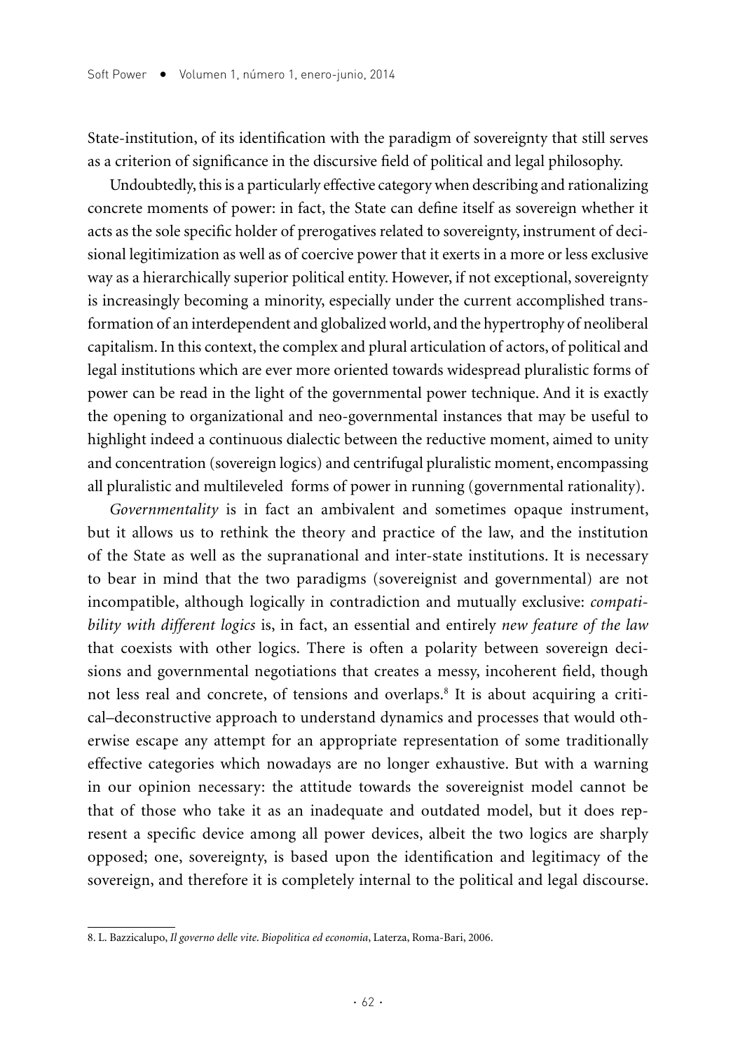State-institution, of its identification with the paradigm of sovereignty that still serves as a criterion of significance in the discursive field of political and legal philosophy.

Undoubtedly, this is a particularly effective category when describing and rationalizing concrete moments of power: in fact, the State can define itself as sovereign whether it acts as the sole specific holder of prerogatives related to sovereignty, instrument of decisional legitimization as well as of coercive power that it exerts in a more or less exclusive way as a hierarchically superior political entity. However, if not exceptional, sovereignty is increasingly becoming a minority, especially under the current accomplished transformation of an interdependent and globalized world, and the hypertrophy of neoliberal capitalism. In this context, the complex and plural articulation of actors, of political and legal institutions which are ever more oriented towards widespread pluralistic forms of power can be read in the light of the governmental power technique. And it is exactly the opening to organizational and neo-governmental instances that may be useful to highlight indeed a continuous dialectic between the reductive moment, aimed to unity and concentration (sovereign logics) and centrifugal pluralistic moment, encompassing all pluralistic and multileveled forms of power in running (governmental rationality).

*Governmentality* is in fact an ambivalent and sometimes opaque instrument, but it allows us to rethink the theory and practice of the law, and the institution of the State as well as the supranational and inter-state institutions. It is necessary to bear in mind that the two paradigms (sovereignist and governmental) are not incompatible, although logically in contradiction and mutually exclusive: *compatibility with different logics* is, in fact, an essential and entirely *new feature of the law* that coexists with other logics. There is often a polarity between sovereign decisions and governmental negotiations that creates a messy, incoherent field, though not less real and concrete, of tensions and overlaps.[8] It is about acquiring a critical–deconstructive approach to understand dynamics and processes that would otherwise escape any attempt for an appropriate representation of some traditionally effective categories which nowadays are no longer exhaustive. But with a warning in our opinion necessary: the attitude towards the sovereignist model cannot be that of those who take it as an inadequate and outdated model, but it does represent a specific device among all power devices, albeit the two logics are sharply opposed; one, sovereignty, is based upon the identification and legitimacy of the sovereign, and therefore it is completely internal to the political and legal discourse.

---

8. L. Bazzicalupo, *Il governo delle vite. Biopolitica ed economia*, Laterza, Roma-Bari, 2006.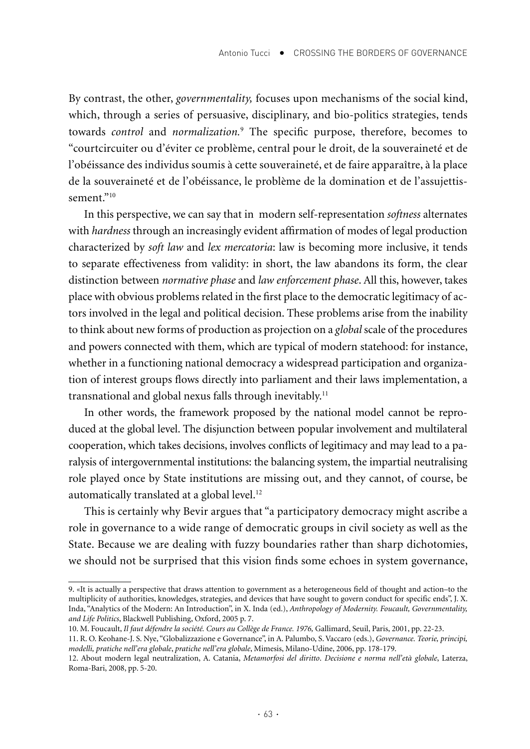By contrast, the other, *governmentality,* focuses upon mechanisms of the social kind, which, through a series of persuasive, disciplinary, and bio-politics strategies, tends towards *control* and *normalization.*[9] The specific purpose, therefore, becomes to "courtcircuiter ou d'éviter ce problème, central pour le droit, de la souveraineté et de l'obéissance des individus soumis à cette souveraineté, et de faire apparaître, à la place de la souveraineté et de l'obéissance, le problème de la domination et de l'assujettissement."[10]

In this perspective, we can say that in modern self-representation *softness* alternates with *hardness* through an increasingly evident affirmation of modes of legal production characterized by *soft law* and *lex mercatoria*: law is becoming more inclusive, it tends to separate effectiveness from validity: in short, the law abandons its form, the clear distinction between *normative phase* and *law enforcement phase*. All this, however, takes place with obvious problems related in the first place to the democratic legitimacy of actors involved in the legal and political decision. These problems arise from the inability to think about new forms of production as projection on a *global* scale of the procedures and powers connected with them, which are typical of modern statehood: for instance, whether in a functioning national democracy a widespread participation and organization of interest groups flows directly into parliament and their laws implementation, a transnational and global nexus falls through inevitably.[11]

In other words, the framework proposed by the national model cannot be reproduced at the global level. The disjunction between popular involvement and multilateral cooperation, which takes decisions, involves conflicts of legitimacy and may lead to a paralysis of intergovernmental institutions: the balancing system, the impartial neutralising role played once by State institutions are missing out, and they cannot, of course, be automatically translated at a global level.[12]

This is certainly why Bevir argues that "a participatory democracy might ascribe a role in governance to a wide range of democratic groups in civil society as well as the State. Because we are dealing with fuzzy boundaries rather than sharp dichotomies, we should not be surprised that this vision finds some echoes in system governance,

---

9. «It is actually a perspective that draws attention to government as a heterogeneous field of thought and action–to the multiplicity of authorities, knowledges, strategies, and devices that have sought to govern conduct for specific ends", J. X. Inda, "Analytics of the Modern: An Introduction", in X. Inda (ed.), *Anthropology of Modernity. Foucault, Governmentality, and Life Politics*, Blackwell Publishing, Oxford, 2005 p. 7.

10. M. Foucault, *Il faut défendre la société. Cours au Collège de France. 1976,* Gallimard, Seuil, Paris, 2001, pp. 22-23.

11. R. O. Keohane-J. S. Nye, "Globalizzazione e Governance", in A. Palumbo, S. Vaccaro (eds.), *Governance. Teorie, principi, modelli, pratiche nell'era globale*, *pratiche nell'era globale*, Mimesis, Milano-Udine, 2006, pp. 178-179.

12. About modern legal neutralization, A. Catania, *Metamorfosi del diritto*. *Decisione e norma nell'età globale*, Laterza, Roma-Bari, 2008, pp. 5-20.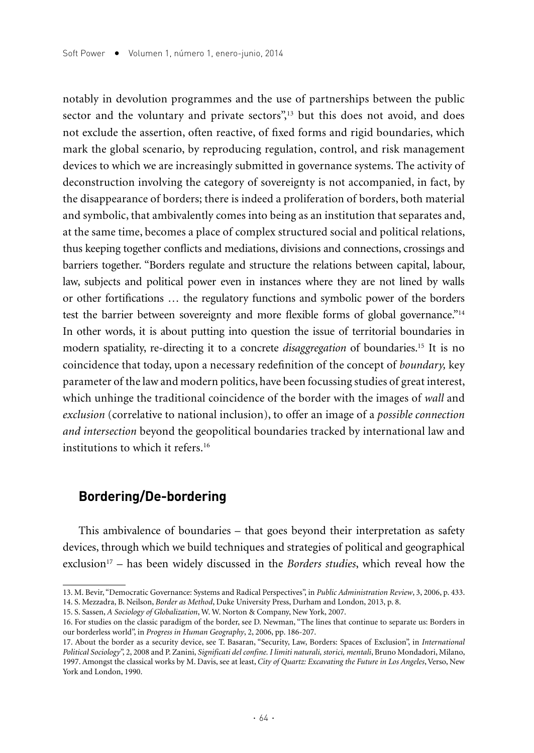notably in devolution programmes and the use of partnerships between the public sector and the voluntary and private sectors",[13] but this does not avoid, and does not exclude the assertion, often reactive, of fixed forms and rigid boundaries, which mark the global scenario, by reproducing regulation, control, and risk management devices to which we are increasingly submitted in governance systems. The activity of deconstruction involving the category of sovereignty is not accompanied, in fact, by the disappearance of borders; there is indeed a proliferation of borders, both material and symbolic, that ambivalently comes into being as an institution that separates and, at the same time, becomes a place of complex structured social and political relations, thus keeping together conflicts and mediations, divisions and connections, crossings and barriers together. "Borders regulate and structure the relations between capital, labour, law, subjects and political power even in instances where they are not lined by walls or other fortifications … the regulatory functions and symbolic power of the borders test the barrier between sovereignty and more flexible forms of global governance."[14] In other words, it is about putting into question the issue of territorial boundaries in modern spatiality, re-directing it to a concrete *disaggregation* of boundaries.[15] It is no coincidence that today, upon a necessary redefinition of the concept of *boundary,* key parameter of the law and modern politics, have been focussing studies of great interest, which unhinge the traditional coincidence of the border with the images of *wall* and *exclusion* (correlative to national inclusion), to offer an image of a *possible connection and intersection* beyond the geopolitical boundaries tracked by international law and institutions to which it refers.[16]

## Bordering/De-bordering

This ambivalence of boundaries – that goes beyond their interpretation as safety devices, through which we build techniques and strategies of political and geographical exclusion[17] – has been widely discussed in the *Borders studies*, which reveal how the

---

13. M. Bevir, "Democratic Governance: Systems and Radical Perspectives", in *Public Administration Review*, 3, 2006, p. 433.

14. S. Mezzadra, B. Neilson, *Border as Method*, Duke University Press, Durham and London, 2013, p. 8.

15. S. Sassen, *A Sociology of Globalization*, W. W. Norton & Company, New York, 2007.

16. For studies on the classic paradigm of the border, see D. Newman, "The lines that continue to separate us: Borders in our borderless world", in *Progress in Human Geography*, 2, 2006, pp. 186-207.

17. About the border as a security device, see T. Basaran, "Security, Law, Borders: Spaces of Exclusion", in *International Political Sociology*", 2, 2008 and P. Zanini, *Significati del confine. I limiti naturali, storici, mentali*, Bruno Mondadori, Milano, 1997. Amongst the classical works by M. Davis, see at least, *City of Quartz: Excavating the Future in Los Angeles*, Verso, New York and London, 1990.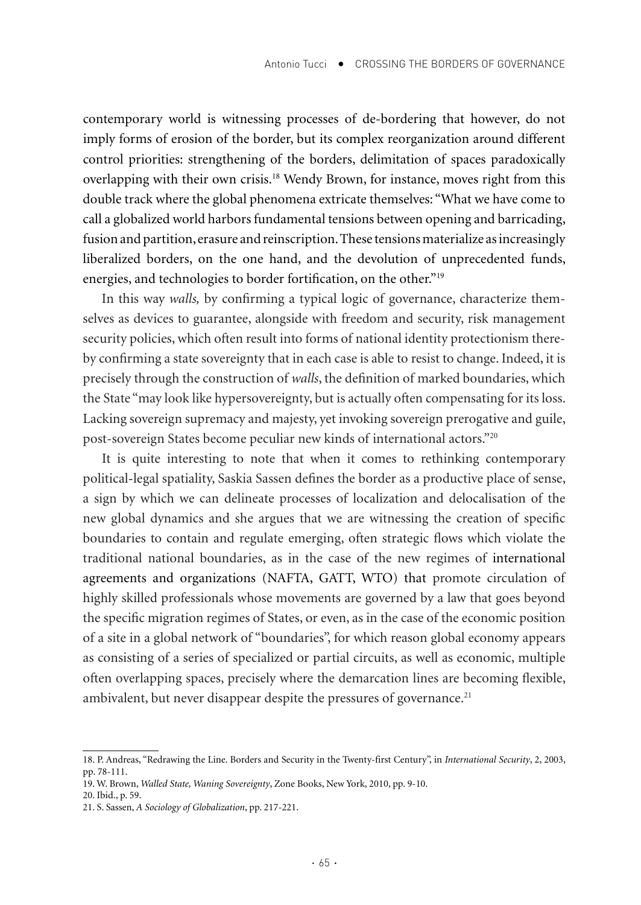contemporary world is witnessing processes of de-bordering that however, do not imply forms of erosion of the border, but its complex reorganization around different control priorities: strengthening of the borders, delimitation of spaces paradoxically overlapping with their own crisis.[18] Wendy Brown, for instance, moves right from this double track where the global phenomena extricate themselves: "What we have come to call a globalized world harbors fundamental tensions between opening and barricading, fusion and partition, erasure and reinscription. These tensions materialize as increasingly liberalized borders, on the one hand, and the devolution of unprecedented funds, energies, and technologies to border fortification, on the other."[19]

In this way *walls,* by confirming a typical logic of governance, characterize themselves as devices to guarantee, alongside with freedom and security, risk management security policies, which often result into forms of national identity protectionism thereby confirming a state sovereignty that in each case is able to resist to change. Indeed, it is precisely through the construction of *walls*, the definition of marked boundaries, which the State "may look like hypersovereignty, but is actually often compensating for its loss. Lacking sovereign supremacy and majesty, yet invoking sovereign prerogative and guile, post-sovereign States become peculiar new kinds of international actors."[20]

It is quite interesting to note that when it comes to rethinking contemporary political-legal spatiality, Saskia Sassen defines the border as a productive place of sense, a sign by which we can delineate processes of localization and delocalisation of the new global dynamics and she argues that we are witnessing the creation of specific boundaries to contain and regulate emerging, often strategic flows which violate the traditional national boundaries, as in the case of the new regimes of international agreements and organizations (NAFTA, GATT, WTO) that promote circulation of highly skilled professionals whose movements are governed by a law that goes beyond the specific migration regimes of States, or even, as in the case of the economic position of a site in a global network of "boundaries", for which reason global economy appears as consisting of a series of specialized or partial circuits, as well as economic, multiple often overlapping spaces, precisely where the demarcation lines are becoming flexible, ambivalent, but never disappear despite the pressures of governance.[21]

---

18. P. Andreas, "Redrawing the Line. Borders and Security in the Twenty-first Century", in *International Security*, 2, 2003, pp. 78-111.

19. W. Brown, *Walled State, Waning Sovereignty*, Zone Books, New York, 2010, pp. 9-10.

20. Ibid., p. 59.

21. S. Sassen, *A Sociology of Globalization*, pp. 217-221.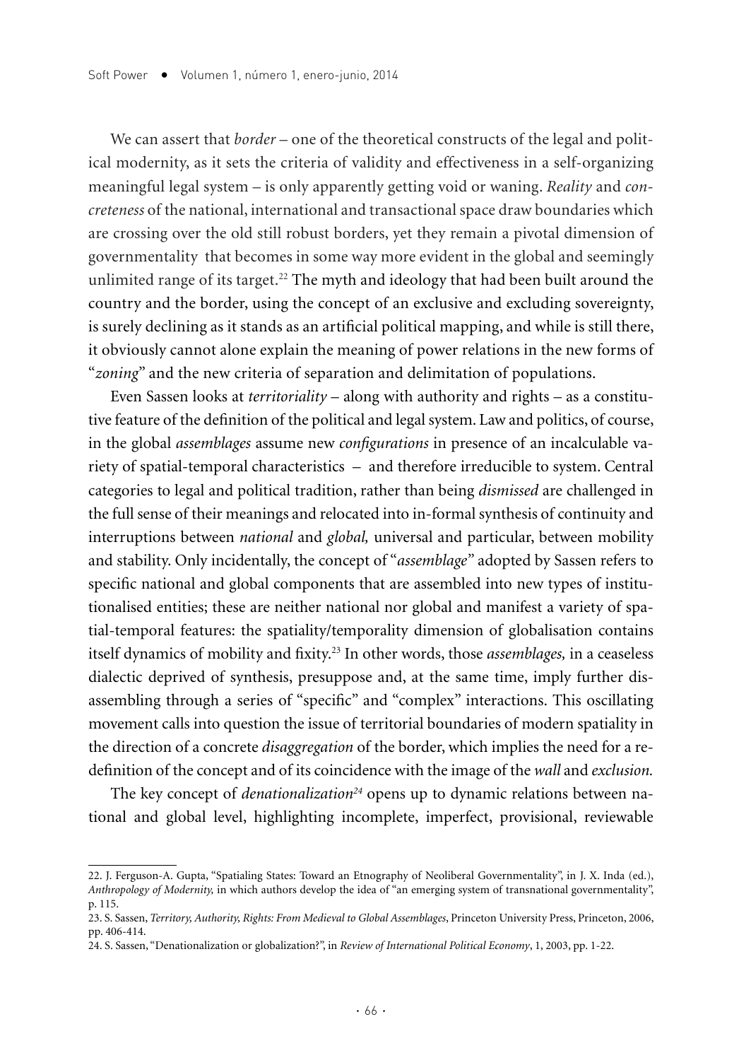We can assert that *border* – one of the theoretical constructs of the legal and political modernity, as it sets the criteria of validity and effectiveness in a self-organizing meaningful legal system – is only apparently getting void or waning. *Reality* and *concreteness* of the national, international and transactional space draw boundaries which are crossing over the old still robust borders, yet they remain a pivotal dimension of governmentality that becomes in some way more evident in the global and seemingly unlimited range of its target.[22] The myth and ideology that had been built around the country and the border, using the concept of an exclusive and excluding sovereignty, is surely declining as it stands as an artificial political mapping, and while is still there, it obviously cannot alone explain the meaning of power relations in the new forms of "*zoning*" and the new criteria of separation and delimitation of populations.

Even Sassen looks at *territoriality* – along with authority and rights – as a constitutive feature of the definition of the political and legal system. Law and politics, of course, in the global *assemblages* assume new *configurations* in presence of an incalculable variety of spatial-temporal characteristics – and therefore irreducible to system. Central categories to legal and political tradition, rather than being *dismissed* are challenged in the full sense of their meanings and relocated into in-formal synthesis of continuity and interruptions between *national* and *global,* universal and particular, between mobility and stability. Only incidentally, the concept of "*assemblage*" adopted by Sassen refers to specific national and global components that are assembled into new types of institutionalised entities; these are neither national nor global and manifest a variety of spatial-temporal features: the spatiality/temporality dimension of globalisation contains itself dynamics of mobility and fixity.[23] In other words, those *assemblages,* in a ceaseless dialectic deprived of synthesis, presuppose and, at the same time, imply further disassembling through a series of "specific" and "complex" interactions. This oscillating movement calls into question the issue of territorial boundaries of modern spatiality in the direction of a concrete *disaggregation* of the border, which implies the need for a redefinition of the concept and of its coincidence with the image of the *wall* and *exclusion.*

The key concept of *denationalization*[24] opens up to dynamic relations between national and global level, highlighting incomplete, imperfect, provisional, reviewable

---

22. J. Ferguson-A. Gupta, "Spatialing States: Toward an Etnography of Neoliberal Governmentality", in J. X. Inda (ed.), *Anthropology of Modernity,* in which authors develop the idea of "an emerging system of transnational governmentality", p. 115.

23. S. Sassen, *Territory, Authority, Rights: From Medieval to Global Assemblages*, Princeton University Press, Princeton, 2006, pp. 406-414.

24. S. Sassen, "Denationalization or globalization?", in *Review of International Political Economy*, 1, 2003, pp. 1-22.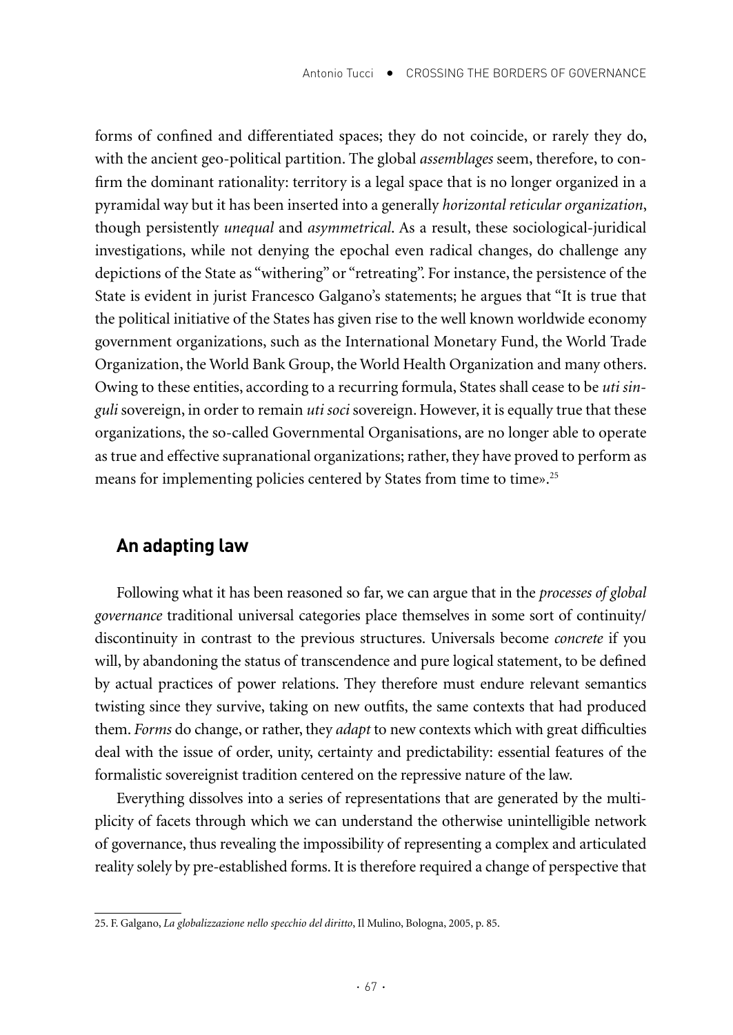forms of confined and differentiated spaces; they do not coincide, or rarely they do, with the ancient geo-political partition. The global *assemblages* seem, therefore, to confirm the dominant rationality: territory is a legal space that is no longer organized in a pyramidal way but it has been inserted into a generally *horizontal reticular organization*, though persistently *unequal* and *asymmetrical*. As a result, these sociological-juridical investigations, while not denying the epochal even radical changes, do challenge any depictions of the State as "withering" or "retreating". For instance, the persistence of the State is evident in jurist Francesco Galgano's statements; he argues that "It is true that the political initiative of the States has given rise to the well known worldwide economy government organizations, such as the International Monetary Fund, the World Trade Organization, the World Bank Group, the World Health Organization and many others. Owing to these entities, according to a recurring formula, States shall cease to be *uti singuli* sovereign, in order to remain *uti soci* sovereign. However, it is equally true that these organizations, the so-called Governmental Organisations, are no longer able to operate as true and effective supranational organizations; rather, they have proved to perform as means for implementing policies centered by States from time to time».[25]

## An adapting law

Following what it has been reasoned so far, we can argue that in the *processes of global governance* traditional universal categories place themselves in some sort of continuity/discontinuity in contrast to the previous structures. Universals become *concrete* if you will, by abandoning the status of transcendence and pure logical statement, to be defined by actual practices of power relations. They therefore must endure relevant semantics twisting since they survive, taking on new outfits, the same contexts that had produced them. *Forms* do change, or rather, they *adapt* to new contexts which with great difficulties deal with the issue of order, unity, certainty and predictability: essential features of the formalistic sovereignist tradition centered on the repressive nature of the law.

Everything dissolves into a series of representations that are generated by the multiplicity of facets through which we can understand the otherwise unintelligible network of governance, thus revealing the impossibility of representing a complex and articulated reality solely by pre-established forms. It is therefore required a change of perspective that

25. F. Galgano, *La globalizzazione nello specchio del diritto*, Il Mulino, Bologna, 2005, p. 85.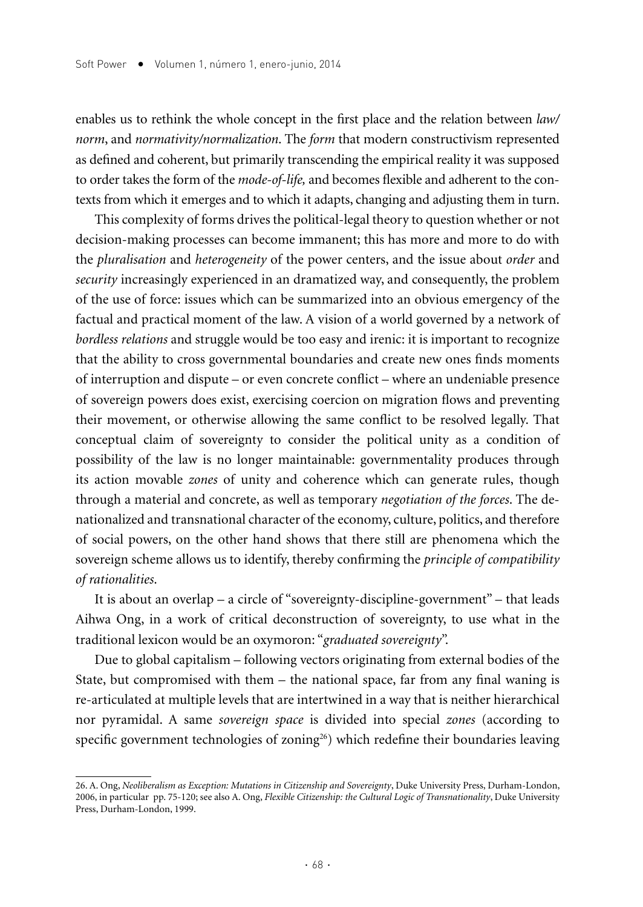enables us to rethink the whole concept in the first place and the relation between *law/norm*, and *normativity/normalization*. The *form* that modern constructivism represented as defined and coherent, but primarily transcending the empirical reality it was supposed to order takes the form of the *mode-of-life,* and becomes flexible and adherent to the contexts from which it emerges and to which it adapts, changing and adjusting them in turn.

This complexity of forms drives the political-legal theory to question whether or not decision-making processes can become immanent; this has more and more to do with the *pluralisation* and *heterogeneity* of the power centers, and the issue about *order* and *security* increasingly experienced in an dramatized way, and consequently, the problem of the use of force: issues which can be summarized into an obvious emergency of the factual and practical moment of the law. A vision of a world governed by a network of *bordless relations* and struggle would be too easy and irenic: it is important to recognize that the ability to cross governmental boundaries and create new ones finds moments of interruption and dispute – or even concrete conflict – where an undeniable presence of sovereign powers does exist, exercising coercion on migration flows and preventing their movement, or otherwise allowing the same conflict to be resolved legally. That conceptual claim of sovereignty to consider the political unity as a condition of possibility of the law is no longer maintainable: governmentality produces through its action movable *zones* of unity and coherence which can generate rules, though through a material and concrete, as well as temporary *negotiation of the forces*. The denationalized and transnational character of the economy, culture, politics, and therefore of social powers, on the other hand shows that there still are phenomena which the sovereign scheme allows us to identify, thereby confirming the *principle of compatibility of rationalities*.

It is about an overlap – a circle of "sovereignty-discipline-government" – that leads Aihwa Ong, in a work of critical deconstruction of sovereignty, to use what in the traditional lexicon would be an oxymoron: "*graduated sovereignty*".

Due to global capitalism – following vectors originating from external bodies of the State, but compromised with them – the national space, far from any final waning is re-articulated at multiple levels that are intertwined in a way that is neither hierarchical nor pyramidal. A same *sovereign space* is divided into special *zones* (according to specific government technologies of zoning[26]) which redefine their boundaries leaving

---

26. A. Ong, *Neoliberalism as Exception: Mutations in Citizenship and Sovereignty*, Duke University Press, Durham-London, 2006, in particular pp. 75-120; see also A. Ong, *Flexible Citizenship: the Cultural Logic of Transnationality*, Duke University Press, Durham-London, 1999.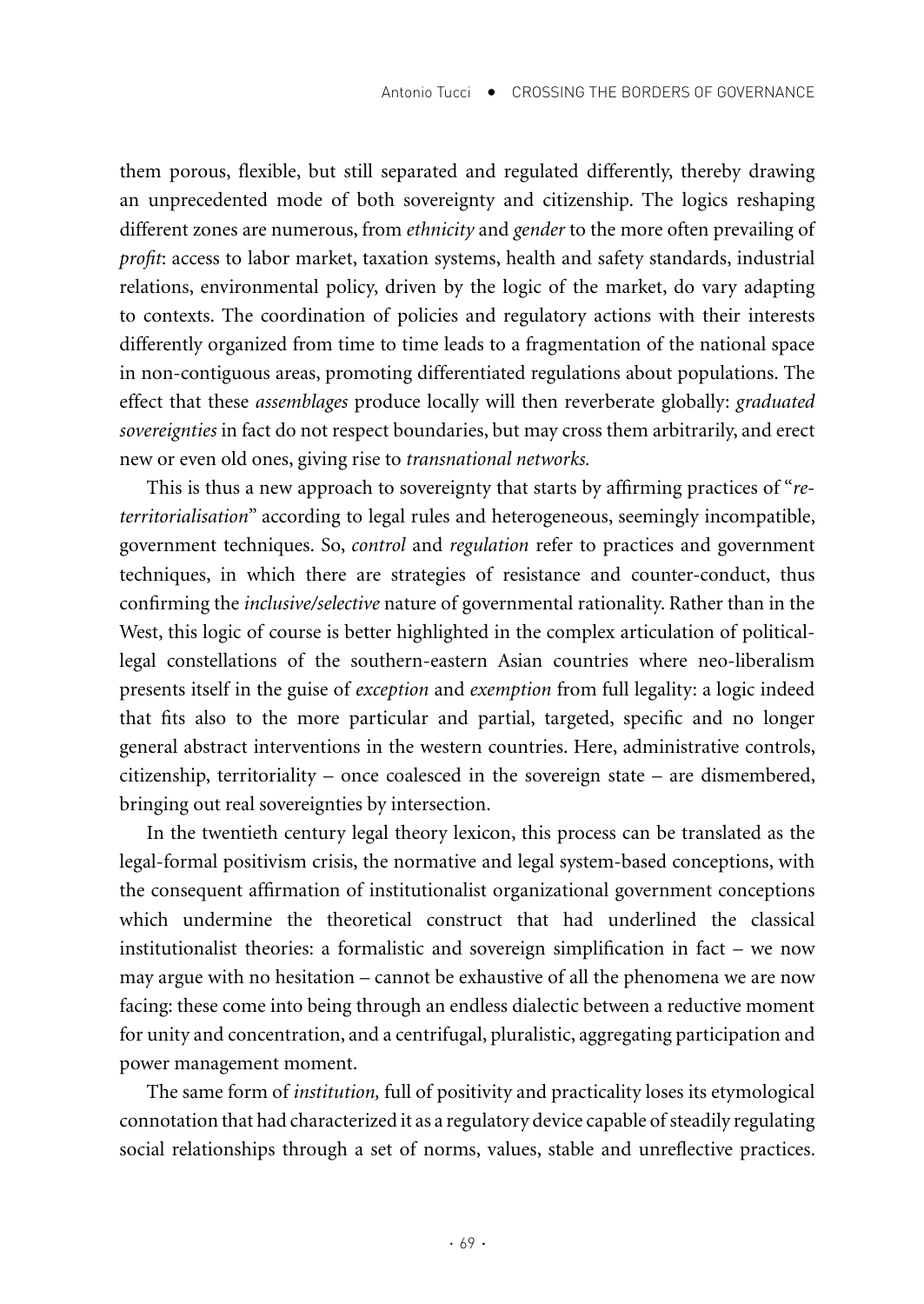them porous, flexible, but still separated and regulated differently, thereby drawing an unprecedented mode of both sovereignty and citizenship. The logics reshaping different zones are numerous, from *ethnicity* and *gender* to the more often prevailing of *profit*: access to labor market, taxation systems, health and safety standards, industrial relations, environmental policy, driven by the logic of the market, do vary adapting to contexts. The coordination of policies and regulatory actions with their interests differently organized from time to time leads to a fragmentation of the national space in non-contiguous areas, promoting differentiated regulations about populations. The effect that these *assemblages* produce locally will then reverberate globally: *graduated sovereignties* in fact do not respect boundaries, but may cross them arbitrarily, and erect new or even old ones, giving rise to *transnational networks.*

This is thus a new approach to sovereignty that starts by affirming practices of "*re-territorialisation*" according to legal rules and heterogeneous, seemingly incompatible, government techniques. So, *control* and *regulation* refer to practices and government techniques, in which there are strategies of resistance and counter-conduct, thus confirming the *inclusive/selective* nature of governmental rationality. Rather than in the West, this logic of course is better highlighted in the complex articulation of political-legal constellations of the southern-eastern Asian countries where neo-liberalism presents itself in the guise of *exception* and *exemption* from full legality: a logic indeed that fits also to the more particular and partial, targeted, specific and no longer general abstract interventions in the western countries. Here, administrative controls, citizenship, territoriality – once coalesced in the sovereign state – are dismembered, bringing out real sovereignties by intersection.

In the twentieth century legal theory lexicon, this process can be translated as the legal-formal positivism crisis, the normative and legal system-based conceptions, with the consequent affirmation of institutionalist organizational government conceptions which undermine the theoretical construct that had underlined the classical institutionalist theories: a formalistic and sovereign simplification in fact – we now may argue with no hesitation – cannot be exhaustive of all the phenomena we are now facing: these come into being through an endless dialectic between a reductive moment for unity and concentration, and a centrifugal, pluralistic, aggregating participation and power management moment.

The same form of *institution,* full of positivity and practicality loses its etymological connotation that had characterized it as a regulatory device capable of steadily regulating social relationships through a set of norms, values, stable and unreflective practices.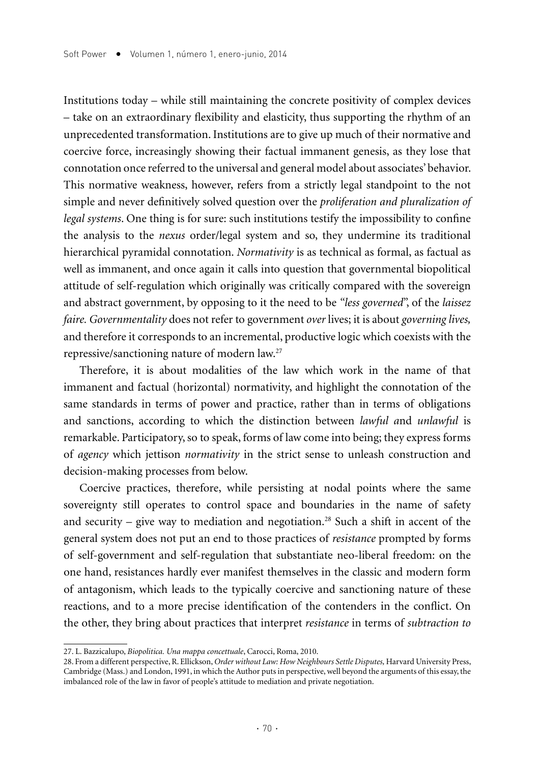Institutions today – while still maintaining the concrete positivity of complex devices – take on an extraordinary flexibility and elasticity, thus supporting the rhythm of an unprecedented transformation. Institutions are to give up much of their normative and coercive force, increasingly showing their factual immanent genesis, as they lose that connotation once referred to the universal and general model about associates' behavior. This normative weakness, however, refers from a strictly legal standpoint to the not simple and never definitively solved question over the *proliferation and pluralization of legal systems*. One thing is for sure: such institutions testify the impossibility to confine the analysis to the *nexus* order/legal system and so, they undermine its traditional hierarchical pyramidal connotation. *Normativity* is as technical as formal, as factual as well as immanent, and once again it calls into question that governmental biopolitical attitude of self-regulation which originally was critically compared with the sovereign and abstract government, by opposing to it the need to be *"less governed"*, of the *laissez faire. Governmentality* does not refer to government *over* lives; it is about *governing lives,* and therefore it corresponds to an incremental, productive logic which coexists with the repressive/sanctioning nature of modern law.[27]

Therefore, it is about modalities of the law which work in the name of that immanent and factual (horizontal) normativity, and highlight the connotation of the same standards in terms of power and practice, rather than in terms of obligations and sanctions, according to which the distinction between *lawful a*nd *unlawful* is remarkable. Participatory, so to speak, forms of law come into being; they express forms of *agency* which jettison *normativity* in the strict sense to unleash construction and decision-making processes from below.

Coercive practices, therefore, while persisting at nodal points where the same sovereignty still operates to control space and boundaries in the name of safety and security – give way to mediation and negotiation.[28] Such a shift in accent of the general system does not put an end to those practices of *resistance* prompted by forms of self-government and self-regulation that substantiate neo-liberal freedom: on the one hand, resistances hardly ever manifest themselves in the classic and modern form of antagonism, which leads to the typically coercive and sanctioning nature of these reactions, and to a more precise identification of the contenders in the conflict. On the other, they bring about practices that interpret *resistance* in terms of *subtraction to*

---

27. L. Bazzicalupo, *Biopolitica. Una mappa concettuale*, Carocci, Roma, 2010.

28. From a different perspective, R. Ellickson, *Order without Law: How Neighbours Settle Disputes,* Harvard University Press, Cambridge (Mass.) and London, 1991, in which the Author puts in perspective, well beyond the arguments of this essay, the imbalanced role of the law in favor of people's attitude to mediation and private negotiation.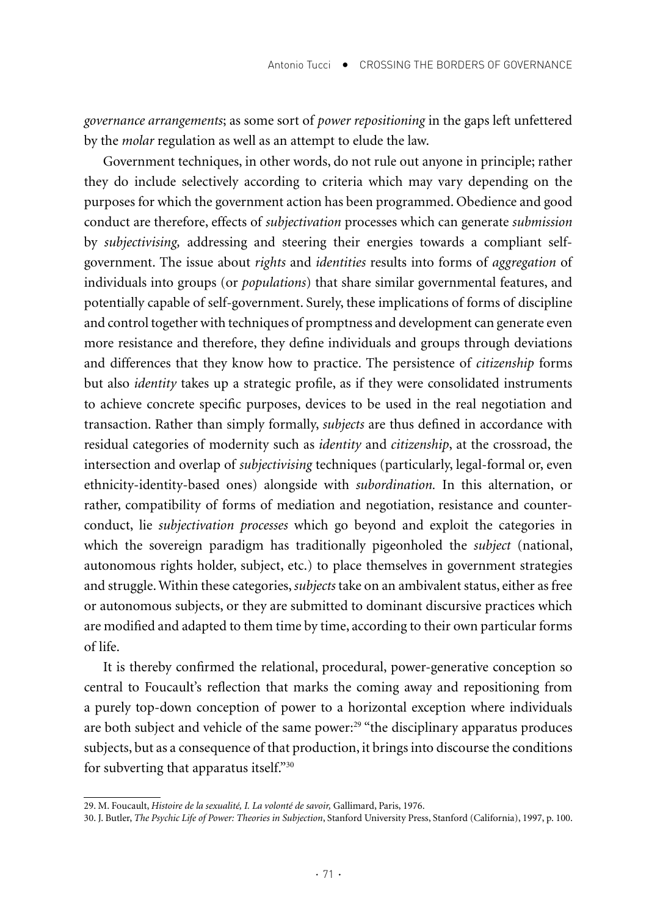*governance arrangements*; as some sort of *power repositioning* in the gaps left unfettered by the *molar* regulation as well as an attempt to elude the law.

Government techniques, in other words, do not rule out anyone in principle; rather they do include selectively according to criteria which may vary depending on the purposes for which the government action has been programmed. Obedience and good conduct are therefore, effects of *subjectivation* processes which can generate *submission* by *subjectivising,* addressing and steering their energies towards a compliant self-government. The issue about *rights* and *identities* results into forms of *aggregation* of individuals into groups (or *populations*) that share similar governmental features, and potentially capable of self-government. Surely, these implications of forms of discipline and control together with techniques of promptness and development can generate even more resistance and therefore, they define individuals and groups through deviations and differences that they know how to practice. The persistence of *citizenship* forms but also *identity* takes up a strategic profile, as if they were consolidated instruments to achieve concrete specific purposes, devices to be used in the real negotiation and transaction. Rather than simply formally, *subjects* are thus defined in accordance with residual categories of modernity such as *identity* and *citizenship*, at the crossroad, the intersection and overlap of *subjectivising* techniques (particularly, legal-formal or, even ethnicity-identity-based ones) alongside with *subordination.* In this alternation, or rather, compatibility of forms of mediation and negotiation, resistance and counter-conduct, lie *subjectivation processes* which go beyond and exploit the categories in which the sovereign paradigm has traditionally pigeonholed the *subject* (national, autonomous rights holder, subject, etc.) to place themselves in government strategies and struggle. Within these categories, *subjects* take on an ambivalent status, either as free or autonomous subjects, or they are submitted to dominant discursive practices which are modified and adapted to them time by time, according to their own particular forms of life.

It is thereby confirmed the relational, procedural, power-generative conception so central to Foucault's reflection that marks the coming away and repositioning from a purely top-down conception of power to a horizontal exception where individuals are both subject and vehicle of the same power:[29] "the disciplinary apparatus produces subjects, but as a consequence of that production, it brings into discourse the conditions for subverting that apparatus itself."[30]

---

29. M. Foucault, *Histoire de la sexualité, I. La volonté de savoir,* Gallimard, Paris, 1976.

30. J. Butler, *The Psychic Life of Power: Theories in Subjection*, Stanford University Press, Stanford (California), 1997, p. 100.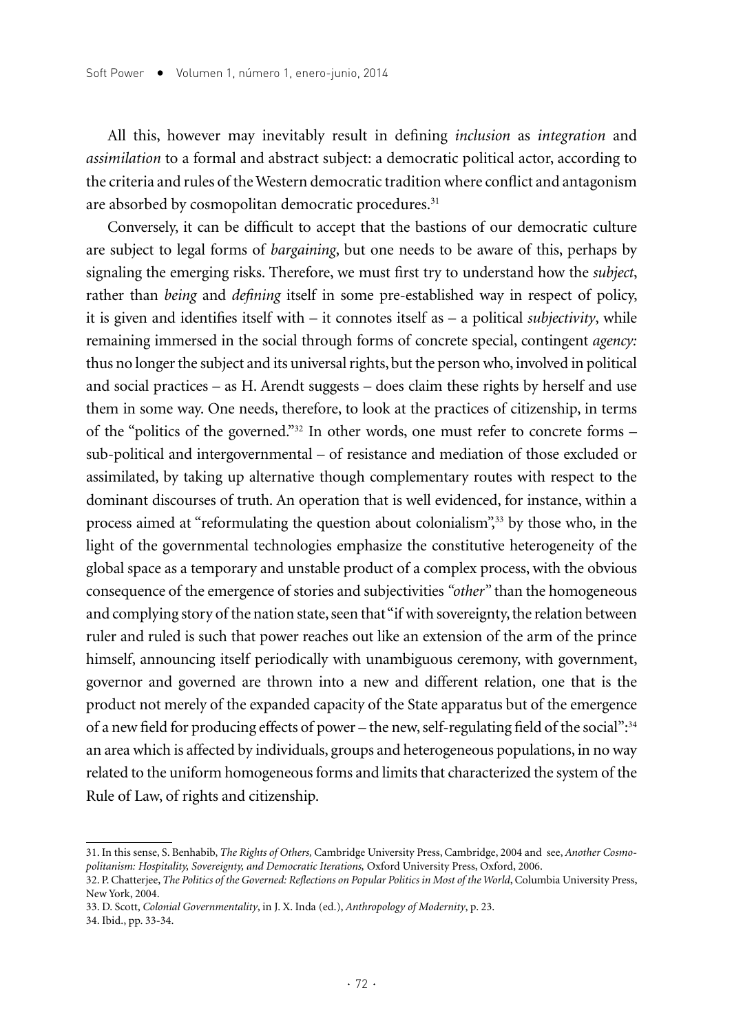All this, however may inevitably result in defining *inclusion* as *integration* and *assimilation* to a formal and abstract subject: a democratic political actor, according to the criteria and rules of the Western democratic tradition where conflict and antagonism are absorbed by cosmopolitan democratic procedures.[31]

Conversely, it can be difficult to accept that the bastions of our democratic culture are subject to legal forms of *bargaining*, but one needs to be aware of this, perhaps by signaling the emerging risks. Therefore, we must first try to understand how the *subject*, rather than *being* and *defining* itself in some pre-established way in respect of policy, it is given and identifies itself with – it connotes itself as – a political *subjectivity*, while remaining immersed in the social through forms of concrete special, contingent *agency:* thus no longer the subject and its universal rights, but the person who, involved in political and social practices – as H. Arendt suggests – does claim these rights by herself and use them in some way. One needs, therefore, to look at the practices of citizenship, in terms of the "politics of the governed."[32] In other words, one must refer to concrete forms – sub-political and intergovernmental – of resistance and mediation of those excluded or assimilated, by taking up alternative though complementary routes with respect to the dominant discourses of truth. An operation that is well evidenced, for instance, within a process aimed at "reformulating the question about colonialism",[33] by those who, in the light of the governmental technologies emphasize the constitutive heterogeneity of the global space as a temporary and unstable product of a complex process, with the obvious consequence of the emergence of stories and subjectivities *"other"* than the homogeneous and complying story of the nation state, seen that "if with sovereignty, the relation between ruler and ruled is such that power reaches out like an extension of the arm of the prince himself, announcing itself periodically with unambiguous ceremony, with government, governor and governed are thrown into a new and different relation, one that is the product not merely of the expanded capacity of the State apparatus but of the emergence of a new field for producing effects of power – the new, self-regulating field of the social":[34] an area which is affected by individuals, groups and heterogeneous populations, in no way related to the uniform homogeneous forms and limits that characterized the system of the Rule of Law, of rights and citizenship.

---

31. In this sense, S. Benhabib, *The Rights of Others,* Cambridge University Press, Cambridge, 2004 and see, *Another Cosmopolitanism: Hospitality, Sovereignty, and Democratic Iterations,* Oxford University Press, Oxford, 2006.

32. P. Chatterjee, *The Politics of the Governed: Reflections on Popular Politics in Most of the World*, Columbia University Press, New York, 2004.

33. D. Scott, *Colonial Governmentality*, in J. X. Inda (ed.), *Anthropology of Modernity*, p. 23.

34. Ibid., pp. 33-34.